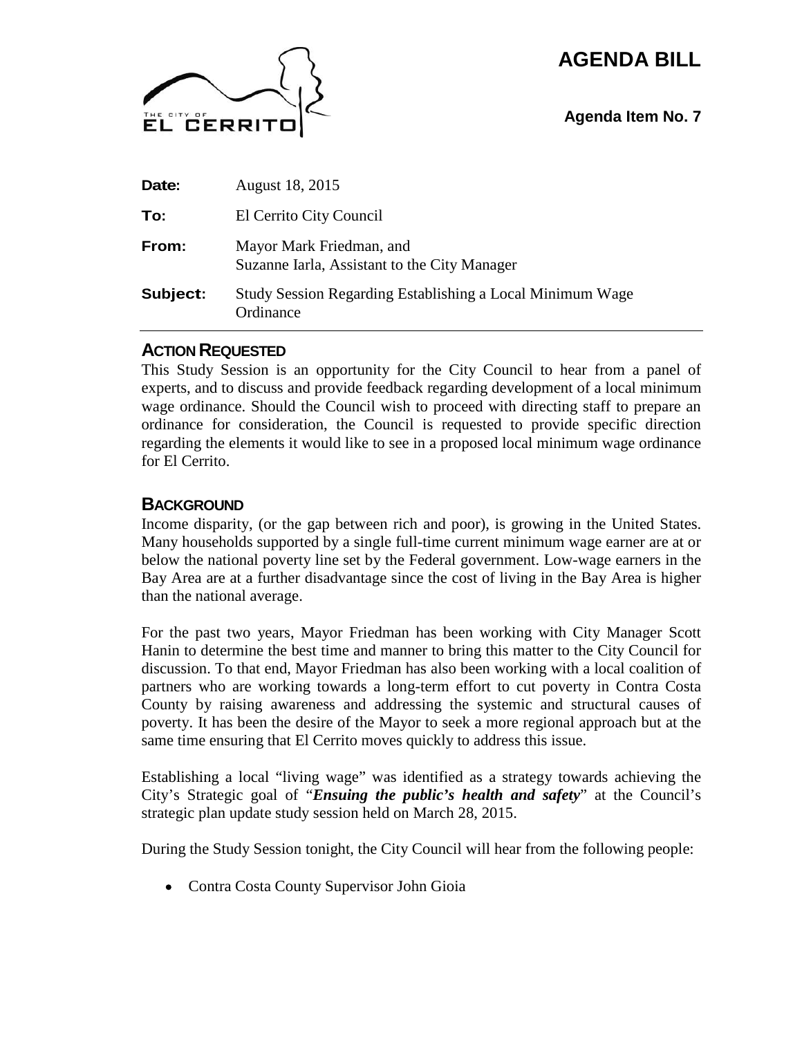THE CITY OF EL CERRITO

# AGENDA BILL

**Agenda Item No. 7**

| | |
|---|---|
| **Date:** | August 18, 2015 |
| **To:** | El Cerrito City Council |
| **From:** | Mayor Mark Friedman, and Suzanne Iarla, Assistant to the City Manager |
| **Subject:** | Study Session Regarding Establishing a Local Minimum Wage Ordinance |

## ACTION REQUESTED

This Study Session is an opportunity for the City Council to hear from a panel of experts, and to discuss and provide feedback regarding development of a local minimum wage ordinance. Should the Council wish to proceed with directing staff to prepare an ordinance for consideration, the Council is requested to provide specific direction regarding the elements it would like to see in a proposed local minimum wage ordinance for El Cerrito.

## BACKGROUND

Income disparity, (or the gap between rich and poor), is growing in the United States. Many households supported by a single full-time current minimum wage earner are at or below the national poverty line set by the Federal government. Low-wage earners in the Bay Area are at a further disadvantage since the cost of living in the Bay Area is higher than the national average.

For the past two years, Mayor Friedman has been working with City Manager Scott Hanin to determine the best time and manner to bring this matter to the City Council for discussion. To that end, Mayor Friedman has also been working with a local coalition of partners who are working towards a long-term effort to cut poverty in Contra Costa County by raising awareness and addressing the systemic and structural causes of poverty. It has been the desire of the Mayor to seek a more regional approach but at the same time ensuring that El Cerrito moves quickly to address this issue.

Establishing a local "living wage" was identified as a strategy towards achieving the City's Strategic goal of "***Ensuing the public's health and safety***" at the Council's strategic plan update study session held on March 28, 2015.

During the Study Session tonight, the City Council will hear from the following people:

- Contra Costa County Supervisor John Gioia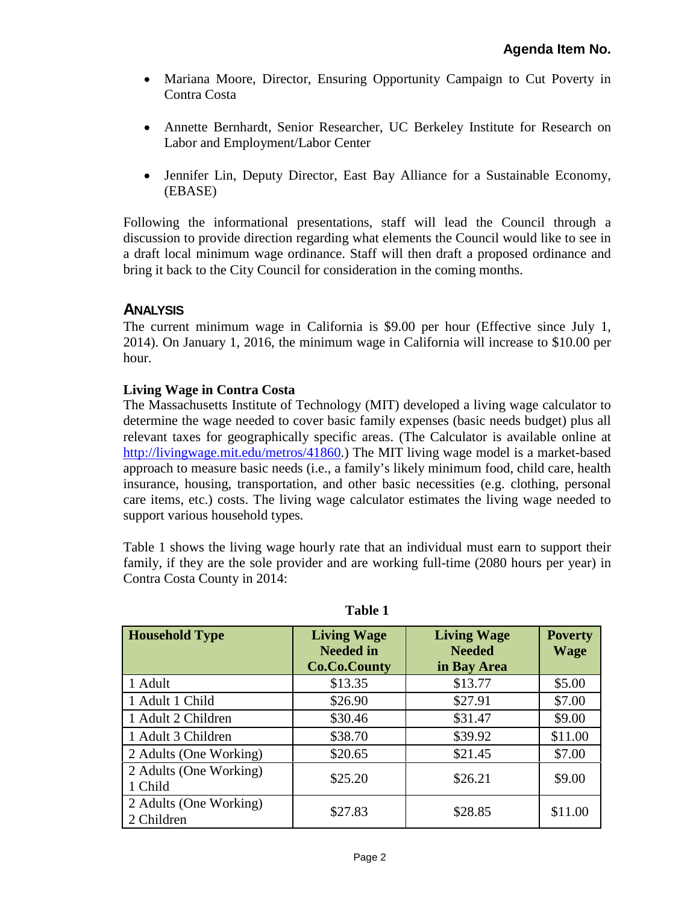- Mariana Moore, Director, Ensuring Opportunity Campaign to Cut Poverty in Contra Costa

- Annette Bernhardt, Senior Researcher, UC Berkeley Institute for Research on Labor and Employment/Labor Center

- Jennifer Lin, Deputy Director, East Bay Alliance for a Sustainable Economy, (EBASE)

Following the informational presentations, staff will lead the Council through a discussion to provide direction regarding what elements the Council would like to see in a draft local minimum wage ordinance. Staff will then draft a proposed ordinance and bring it back to the City Council for consideration in the coming months.

## ANALYSIS

The current minimum wage in California is $9.00 per hour (Effective since July 1, 2014). On January 1, 2016, the minimum wage in California will increase to $10.00 per hour.

**Living Wage in Contra Costa**

The Massachusetts Institute of Technology (MIT) developed a living wage calculator to determine the wage needed to cover basic family expenses (basic needs budget) plus all relevant taxes for geographically specific areas. (The Calculator is available online at http://livingwage.mit.edu/metros/41860.) The MIT living wage model is a market-based approach to measure basic needs (i.e., a family's likely minimum food, child care, health insurance, housing, transportation, and other basic necessities (e.g. clothing, personal care items, etc.) costs. The living wage calculator estimates the living wage needed to support various household types.

Table 1 shows the living wage hourly rate that an individual must earn to support their family, if they are the sole provider and are working full-time (2080 hours per year) in Contra Costa County in 2014:

**Table 1**

| Household Type | Living Wage Needed in Co.Co.County | Living Wage Needed in Bay Area | Poverty Wage |
|---|---|---|---|
| 1 Adult | $13.35 | $13.77 | $5.00 |
| 1 Adult 1 Child | $26.90 | $27.91 | $7.00 |
| 1 Adult 2 Children | $30.46 | $31.47 | $9.00 |
| 1 Adult 3 Children | $38.70 | $39.92 | $11.00 |
| 2 Adults (One Working) | $20.65 | $21.45 | $7.00 |
| 2 Adults (One Working) 1 Child | $25.20 | $26.21 | $9.00 |
| 2 Adults (One Working) 2 Children | $27.83 | $28.85 | $11.00 |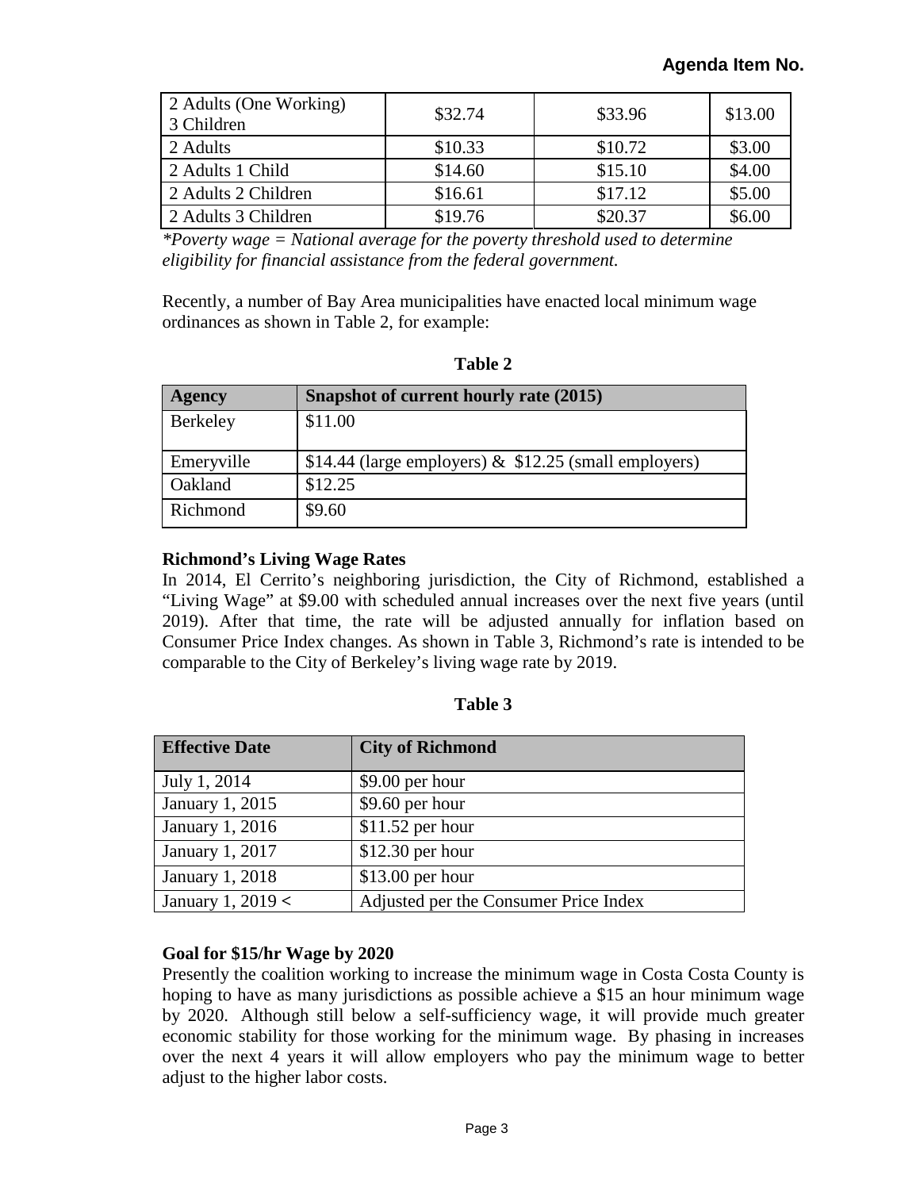| 2 Adults (One Working) 3 Children | \$32.74 | \$33.96 | \$13.00 |
|---|---|---|---|
| 2 Adults | \$10.33 | \$10.72 | \$3.00 |
| 2 Adults 1 Child | \$14.60 | \$15.10 | \$4.00 |
| 2 Adults 2 Children | \$16.61 | \$17.12 | \$5.00 |
| 2 Adults 3 Children | \$19.76 | \$20.37 | \$6.00 |

*\*Poverty wage = National average for the poverty threshold used to determine eligibility for financial assistance from the federal government.*

Recently, a number of Bay Area municipalities have enacted local minimum wage ordinances as shown in Table 2, for example:

**Table 2**

| Agency | Snapshot of current hourly rate (2015) |
|---|---|
| Berkeley | \$11.00 |
| Emeryville | \$14.44 (large employers) & \$12.25 (small employers) |
| Oakland | \$12.25 |
| Richmond | \$9.60 |

**Richmond's Living Wage Rates**

In 2014, El Cerrito's neighboring jurisdiction, the City of Richmond, established a "Living Wage" at \$9.00 with scheduled annual increases over the next five years (until 2019). After that time, the rate will be adjusted annually for inflation based on Consumer Price Index changes. As shown in Table 3, Richmond's rate is intended to be comparable to the City of Berkeley's living wage rate by 2019.

**Table 3**

| Effective Date | City of Richmond |
|---|---|
| July 1, 2014 | \$9.00 per hour |
| January 1, 2015 | \$9.60 per hour |
| January 1, 2016 | \$11.52 per hour |
| January 1, 2017 | \$12.30 per hour |
| January 1, 2018 | \$13.00 per hour |
| January 1, 2019 < | Adjusted per the Consumer Price Index |

**Goal for \$15/hr Wage by 2020**

Presently the coalition working to increase the minimum wage in Costa Costa County is hoping to have as many jurisdictions as possible achieve a \$15 an hour minimum wage by 2020. Although still below a self-sufficiency wage, it will provide much greater economic stability for those working for the minimum wage. By phasing in increases over the next 4 years it will allow employers who pay the minimum wage to better adjust to the higher labor costs.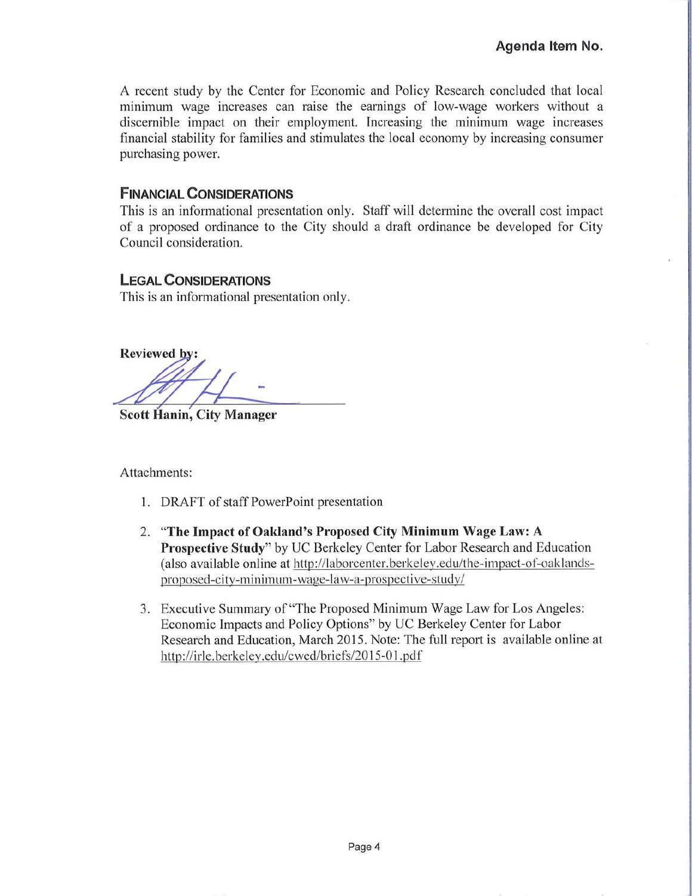A recent study by the Center for Economic and Policy Research concluded that local minimum wage increases can raise the earnings of low-wage workers without a discernible impact on their employment. Increasing the minimum wage increases financial stability for families and stimulates the local economy by increasing consumer purchasing power.

## FINANCIAL CONSIDERATIONS

This is an informational presentation only. Staff will determine the overall cost impact of a proposed ordinance to the City should a draft ordinance be developed for City Council consideration.

## LEGAL CONSIDERATIONS

This is an informational presentation only.

**Reviewed by:**

**Scott Hanin, City Manager**

Attachments:

1. DRAFT of staff PowerPoint presentation
2. "**The Impact of Oakland's Proposed City Minimum Wage Law: A Prospective Study**" by UC Berkeley Center for Labor Research and Education (also available online at http://laborcenter.berkeley.edu/the-impact-of-oaklands-proposed-city-minimum-wage-law-a-prospective-study/
3. Executive Summary of "The Proposed Minimum Wage Law for Los Angeles: Economic Impacts and Policy Options" by UC Berkeley Center for Labor Research and Education, March 2015. Note: The full report is available online at http://irle.berkeley.edu/cwed/briefs/2015-01.pdf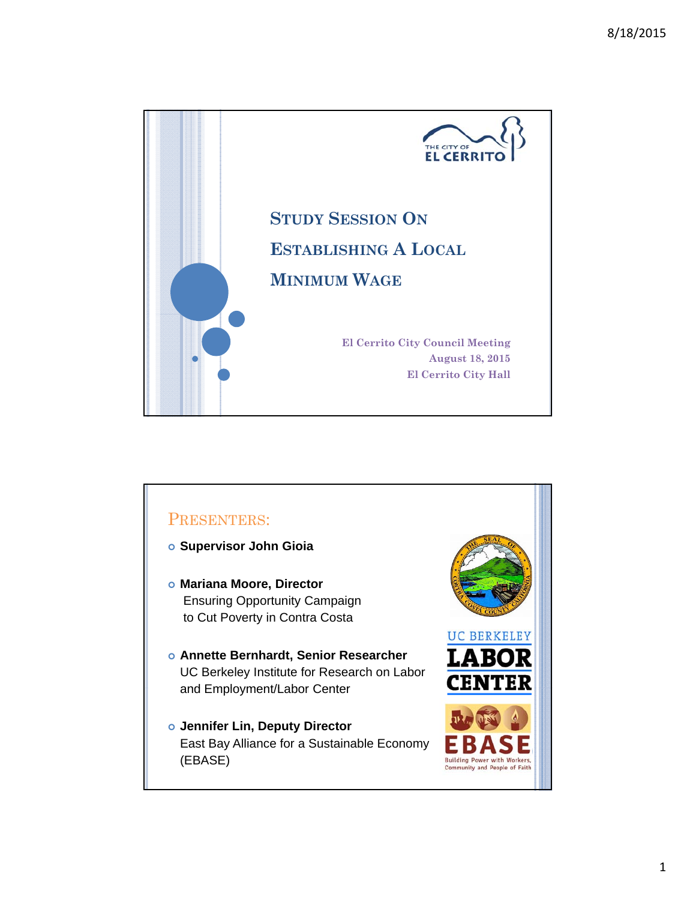# Study Session On Establishing A Local Minimum Wage

El Cerrito City Council Meeting
August 18, 2015
El Cerrito City Hall

## Presenters:

- **Supervisor John Gioia**
- **Mariana Moore, Director**
  Ensuring Opportunity Campaign
  to Cut Poverty in Contra Costa
- **Annette Bernhardt, Senior Researcher**
  UC Berkeley Institute for Research on Labor and Employment/Labor Center
- **Jennifer Lin, Deputy Director**
  East Bay Alliance for a Sustainable Economy (EBASE)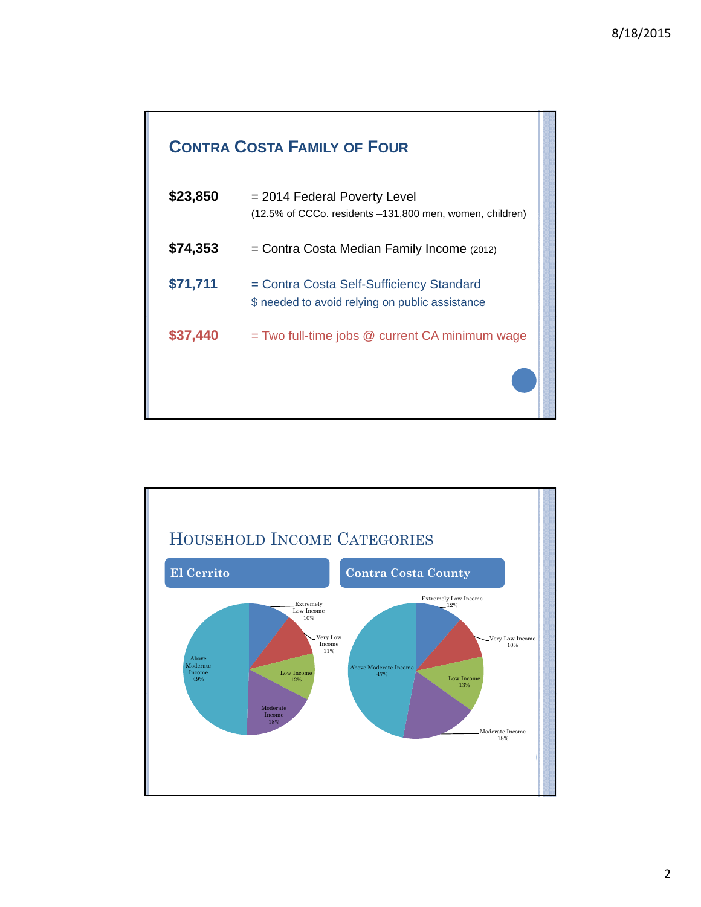## Contra Costa Family of Four

| | |
|---|---|
| **$23,850** | = 2014 Federal Poverty Level (12.5% of CCCo. residents –131,800 men, women, children) |
| **$74,353** | = Contra Costa Median Family Income (2012) |
| **$71,711** | = Contra Costa Self-Sufficiency Standard $ needed to avoid relying on public assistance |
| **$37,440** | = Two full-time jobs @ current CA minimum wage |

## Household Income Categories

| Category | El Cerrito | Contra Costa County |
|---|---|---|
| Extremely Low Income | 10% | 12% |
| Very Low Income | 11% | 10% |
| Low Income | 12% | 13% |
| Moderate Income | 18% | 18% |
| Above Moderate Income | 49% | 47% |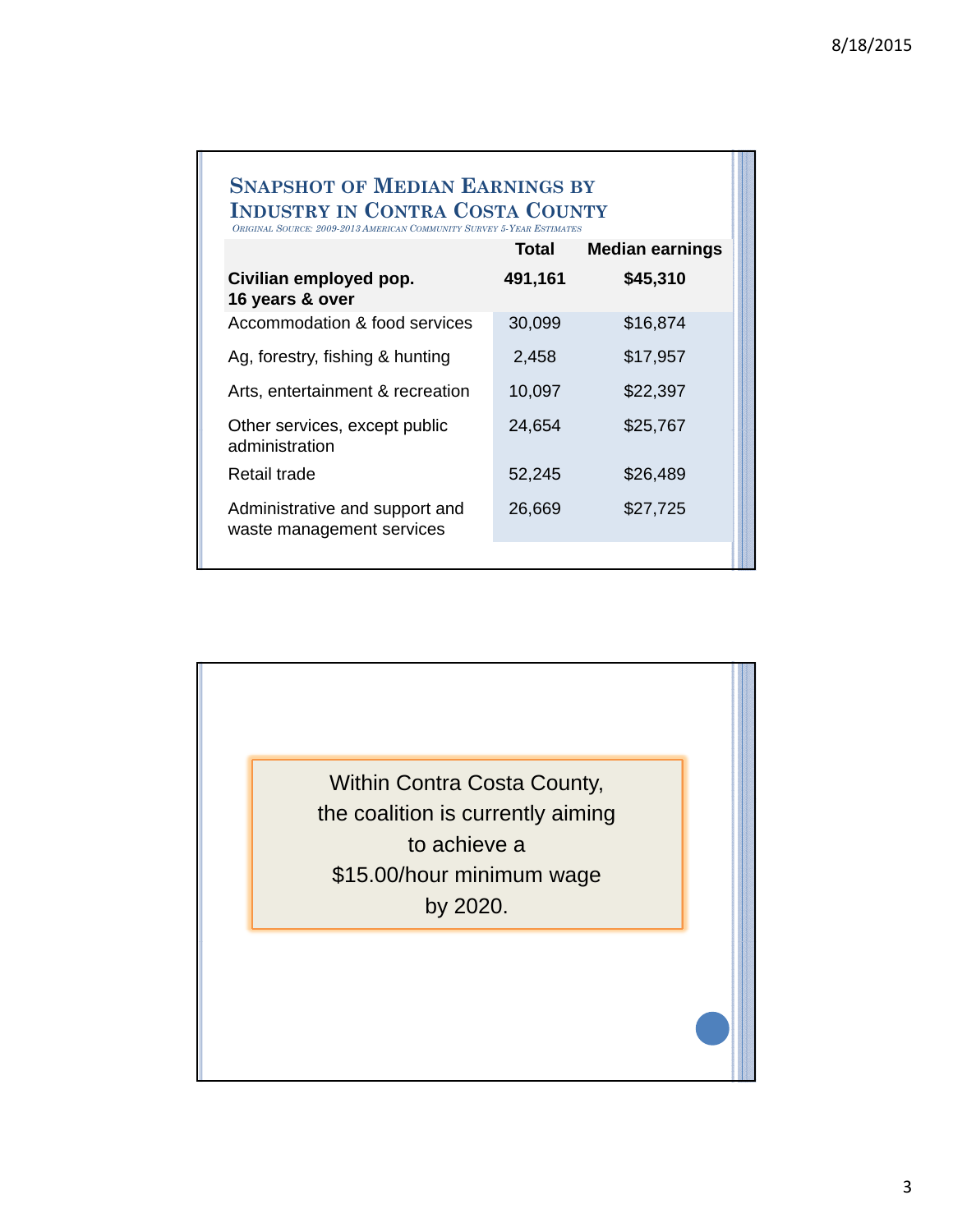## Snapshot of Median Earnings by Industry in Contra Costa County

*Original Source: 2009-2013 American Community Survey 5-Year Estimates*

| | Total | Median earnings |
|---|---|---|
| **Civilian employed pop. 16 years & over** | **491,161** | **$45,310** |
| Accommodation & food services | 30,099 | $16,874 |
| Ag, forestry, fishing & hunting | 2,458 | $17,957 |
| Arts, entertainment & recreation | 10,097 | $22,397 |
| Other services, except public administration | 24,654 | $25,767 |
| Retail trade | 52,245 | $26,489 |
| Administrative and support and waste management services | 26,669 | $27,725 |

Within Contra Costa County, the coalition is currently aiming to achieve a $15.00/hour minimum wage by 2020.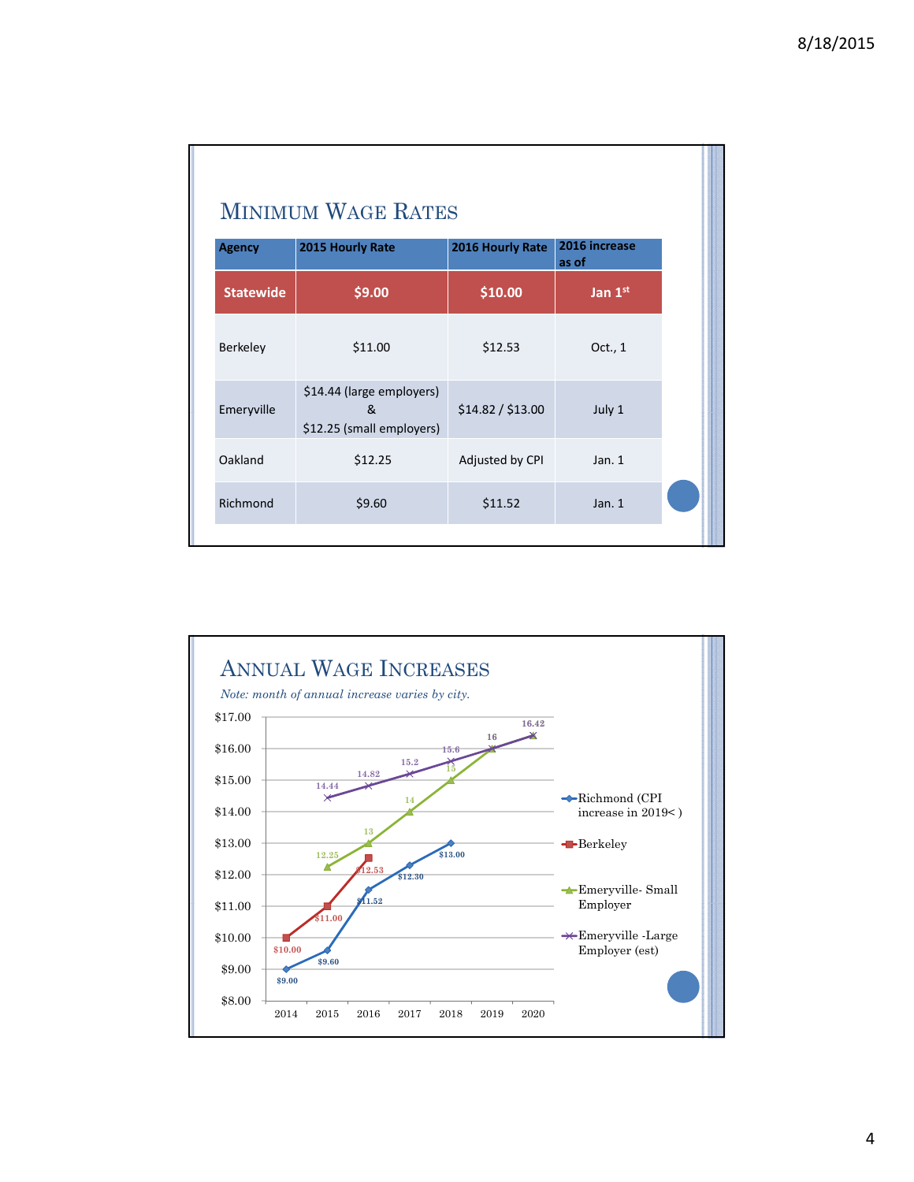## Minimum Wage Rates

| Agency | 2015 Hourly Rate | 2016 Hourly Rate | 2016 increase as of |
|---|---|---|---|
| **Statewide** | **$9.00** | **$10.00** | **Jan 1st** |
| Berkeley | $11.00 | $12.53 | Oct., 1 |
| Emeryville | $14.44 (large employers) & $12.25 (small employers) | $14.82 / $13.00 | July 1 |
| Oakland | $12.25 | Adjusted by CPI | Jan. 1 |
| Richmond | $9.60 | $11.52 | Jan. 1 |

## Annual Wage Increases

*Note: month of annual increase varies by city.*

| Year | Richmond (CPI increase in 2019< ) | Berkeley | Emeryville- Small Employer | Emeryville -Large Employer (est) |
|---|---|---|---|---|
| 2014 | $9.00 | $10.00 | | |
| 2015 | $9.60 | $11.00 | 12.25 | 14.44 |
| 2016 | $11.52 | $12.53 | 13 | 14.82 |
| 2017 | $12.30 | | 14 | 15.2 |
| 2018 | $13.00 | | 15 | 15.6 |
| 2019 | | | 16 | 16 |
| 2020 | | | 16.42 | 16.42 |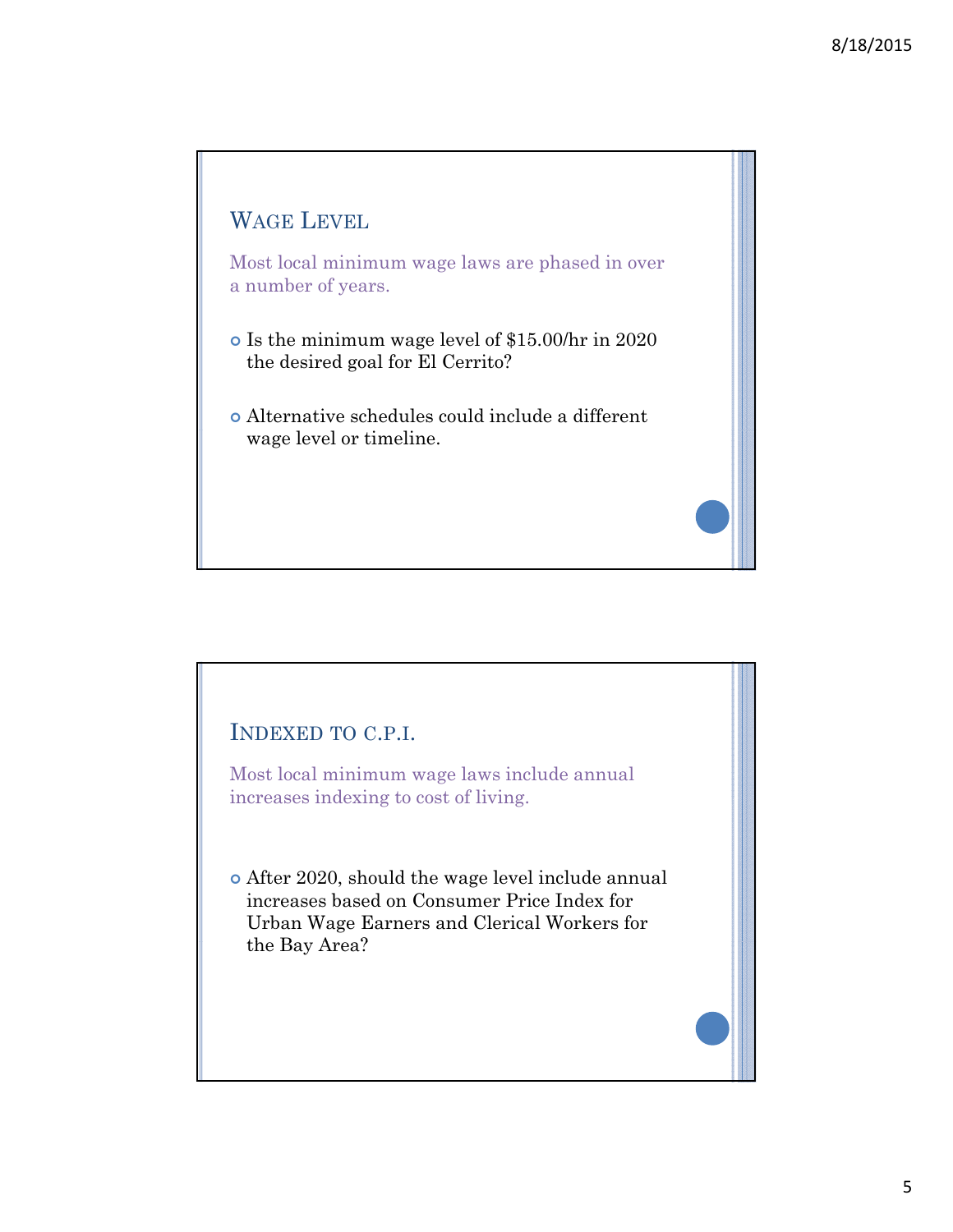## Wage Level

Most local minimum wage laws are phased in over a number of years.

- Is the minimum wage level of $15.00/hr in 2020 the desired goal for El Cerrito?
- Alternative schedules could include a different wage level or timeline.

## Indexed to C.P.I.

Most local minimum wage laws include annual increases indexing to cost of living.

- After 2020, should the wage level include annual increases based on Consumer Price Index for Urban Wage Earners and Clerical Workers for the Bay Area?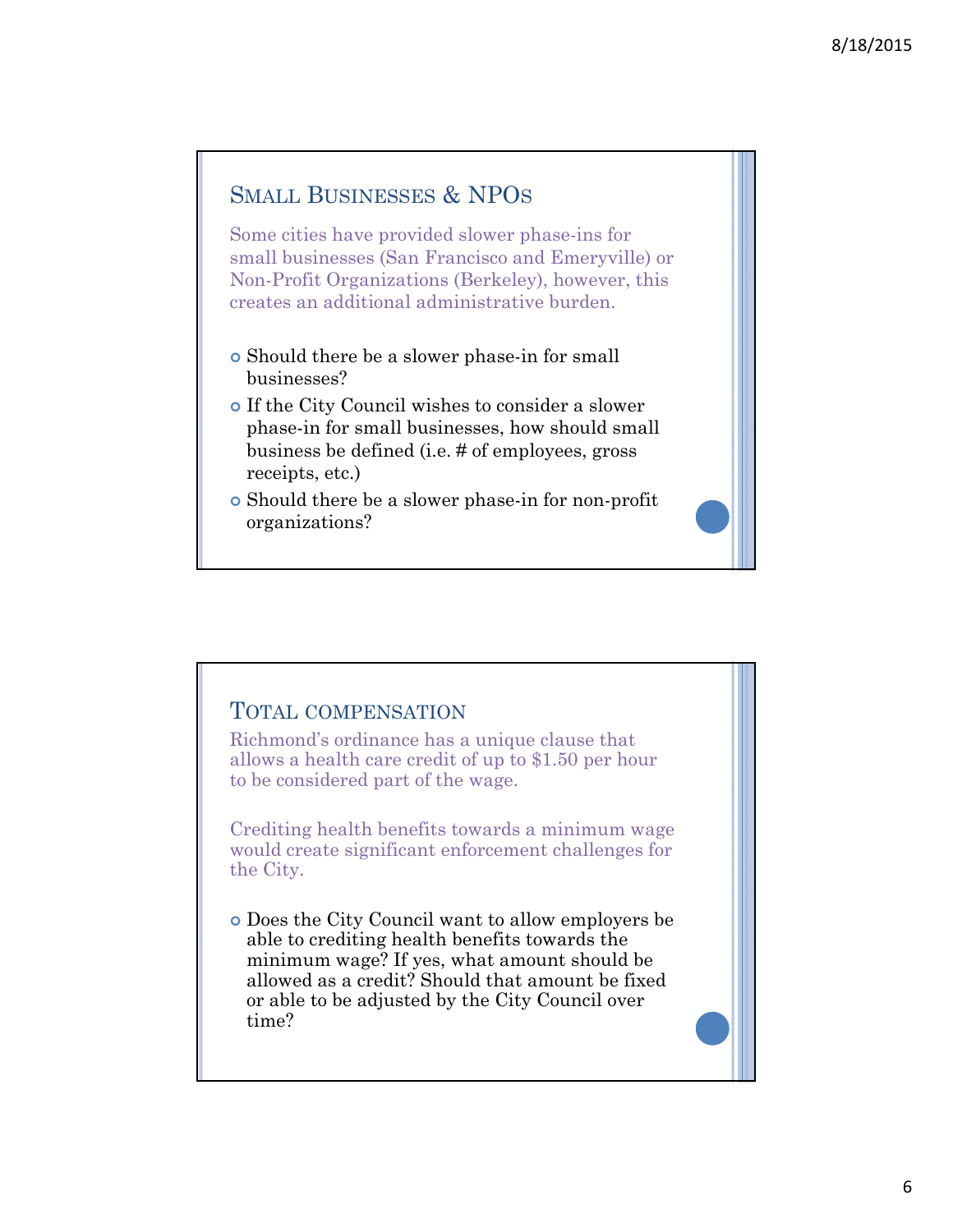## Small Businesses & NPOs

Some cities have provided slower phase-ins for small businesses (San Francisco and Emeryville) or Non-Profit Organizations (Berkeley), however, this creates an additional administrative burden.

- Should there be a slower phase-in for small businesses?
- If the City Council wishes to consider a slower phase-in for small businesses, how should small business be defined (i.e. # of employees, gross receipts, etc.)
- Should there be a slower phase-in for non-profit organizations?

## Total compensation

Richmond's ordinance has a unique clause that allows a health care credit of up to $1.50 per hour to be considered part of the wage.

Crediting health benefits towards a minimum wage would create significant enforcement challenges for the City.

- Does the City Council want to allow employers be able to crediting health benefits towards the minimum wage? If yes, what amount should be allowed as a credit? Should that amount be fixed or able to be adjusted by the City Council over time?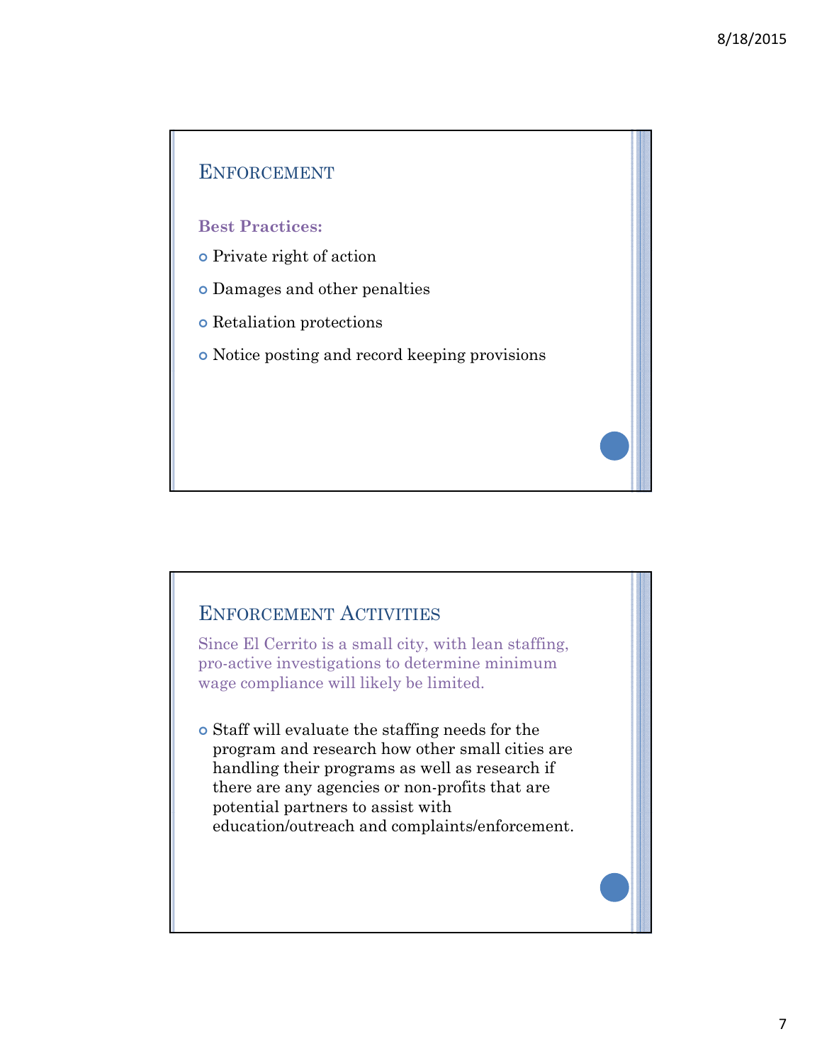## Enforcement

**Best Practices:**

- Private right of action
- Damages and other penalties
- Retaliation protections
- Notice posting and record keeping provisions

## Enforcement Activities

Since El Cerrito is a small city, with lean staffing, pro-active investigations to determine minimum wage compliance will likely be limited.

- Staff will evaluate the staffing needs for the program and research how other small cities are handling their programs as well as research if there are any agencies or non-profits that are potential partners to assist with education/outreach and complaints/enforcement.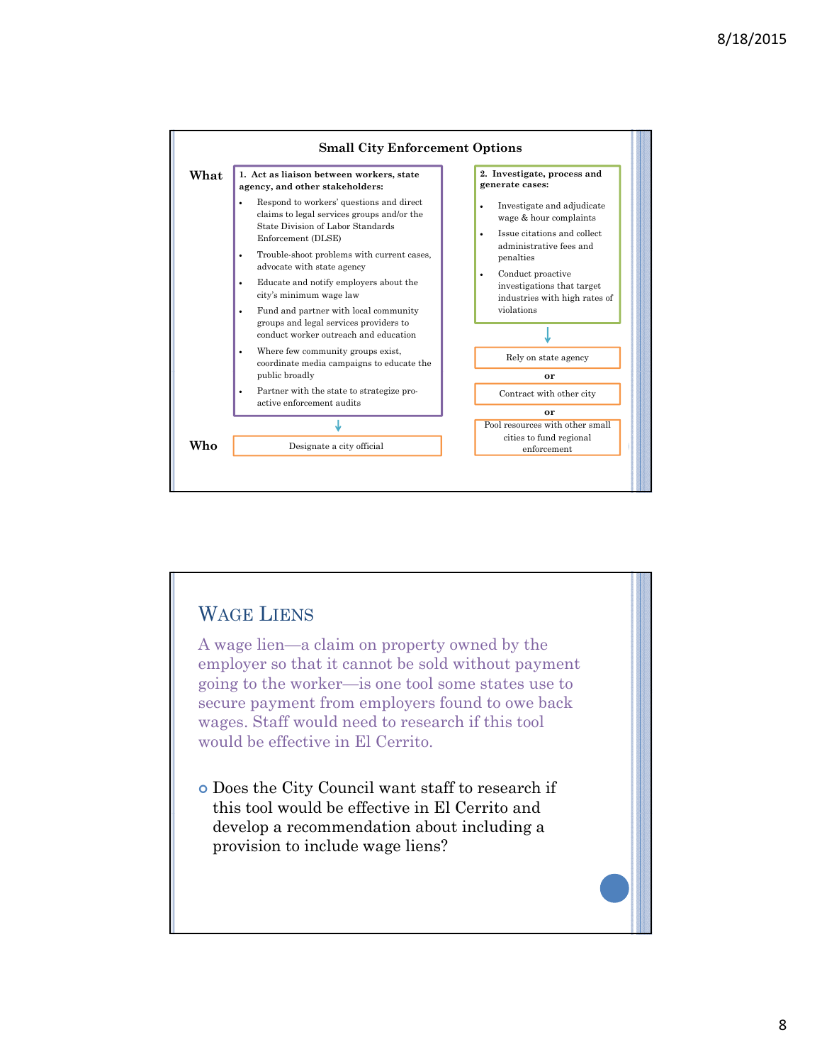## Small City Enforcement Options

**What**

**1. Act as liaison between workers, state agency, and other stakeholders:**

- Respond to workers' questions and direct claims to legal services groups and/or the State Division of Labor Standards Enforcement (DLSE)
- Trouble-shoot problems with current cases, advocate with state agency
- Educate and notify employers about the city's minimum wage law
- Fund and partner with local community groups and legal services providers to conduct worker outreach and education
- Where few community groups exist, coordinate media campaigns to educate the public broadly
- Partner with the state to strategize pro-active enforcement audits

↓

**Who:** Designate a city official

**2. Investigate, process and generate cases:**

- Investigate and adjudicate wage & hour complaints
- Issue citations and collect administrative fees and penalties
- Conduct proactive investigations that target industries with high rates of violations

↓

**Who:**

- Rely on state agency

**or**

- Contract with other city

**or**

- Pool resources with other small cities to fund regional enforcement

## Wage Liens

A wage lien—a claim on property owned by the employer so that it cannot be sold without payment going to the worker—is one tool some states use to secure payment from employers found to owe back wages. Staff would need to research if this tool would be effective in El Cerrito.

- Does the City Council want staff to research if this tool would be effective in El Cerrito and develop a recommendation about including a provision to include wage liens?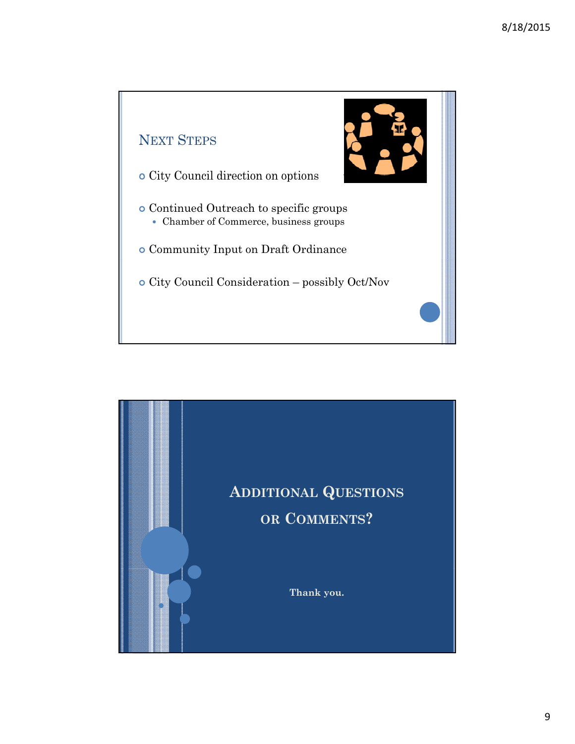## Next Steps

- City Council direction on options
- Continued Outreach to specific groups
  - Chamber of Commerce, business groups
- Community Input on Draft Ordinance
- City Council Consideration – possibly Oct/Nov

## Additional Questions or Comments?

Thank you.